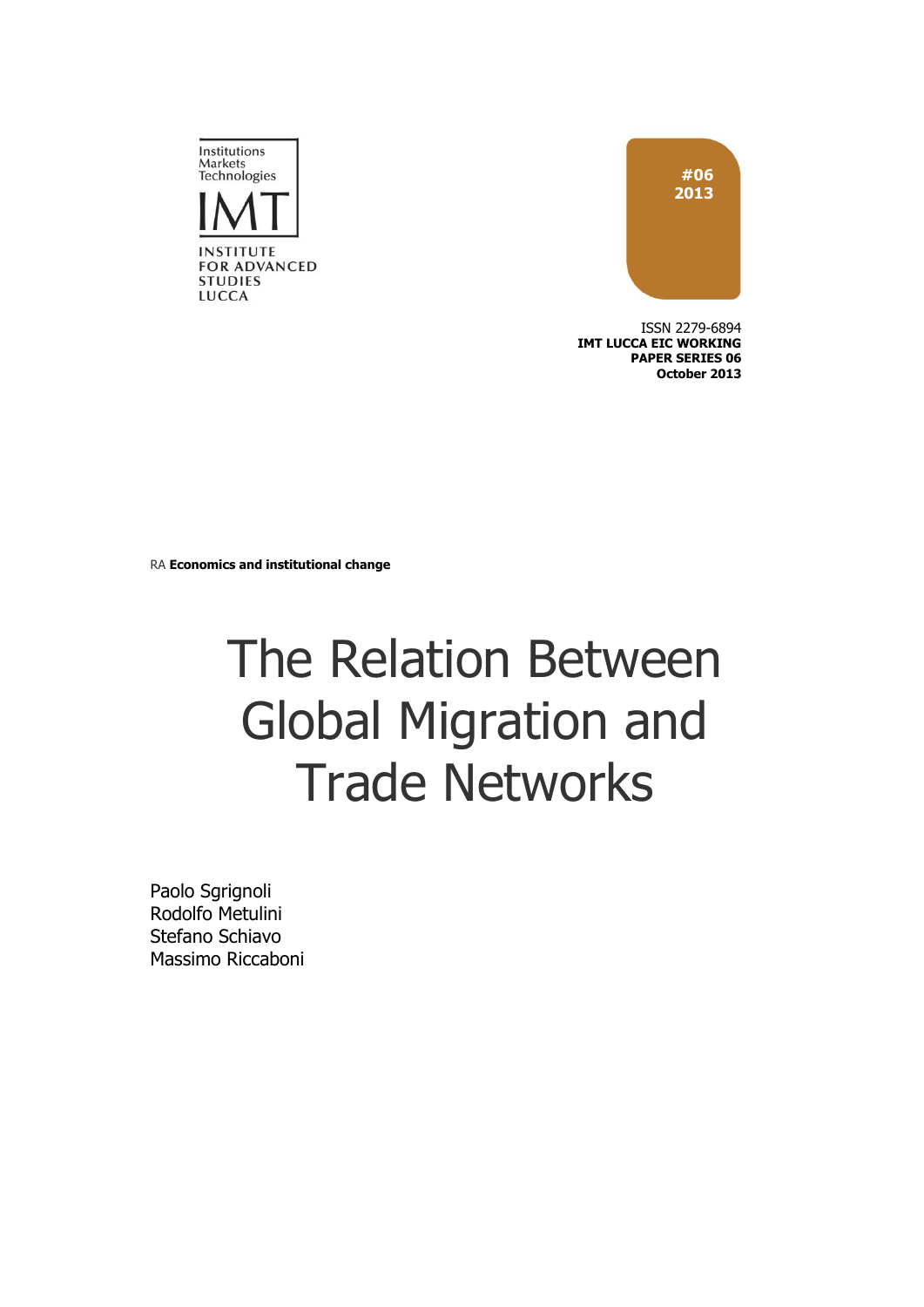Institutions
Markets
Technologies

IMT

INSTITUTE
FOR ADVANCED
STUDIES
LUCCA

**#06**
**2013**

ISSN 2279-6894
**IMT LUCCA EIC WORKING PAPER SERIES 06**
**October 2013**

RA **Economics and institutional change**

# The Relation Between Global Migration and Trade Networks

Paolo Sgrignoli
Rodolfo Metulini
Stefano Schiavo
Massimo Riccaboni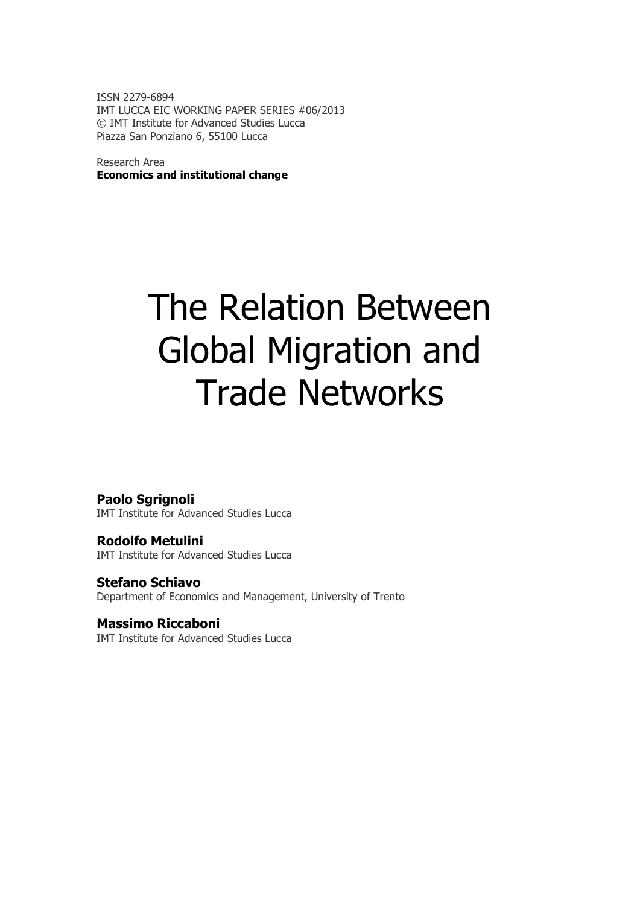ISSN 2279-6894
IMT LUCCA EIC WORKING PAPER SERIES #06/2013
© IMT Institute for Advanced Studies Lucca
Piazza San Ponziano 6, 55100 Lucca

Research Area
**Economics and institutional change**

# The Relation Between Global Migration and Trade Networks

**Paolo Sgrignoli**
IMT Institute for Advanced Studies Lucca

**Rodolfo Metulini**
IMT Institute for Advanced Studies Lucca

**Stefano Schiavo**
Department of Economics and Management, University of Trento

**Massimo Riccaboni**
IMT Institute for Advanced Studies Lucca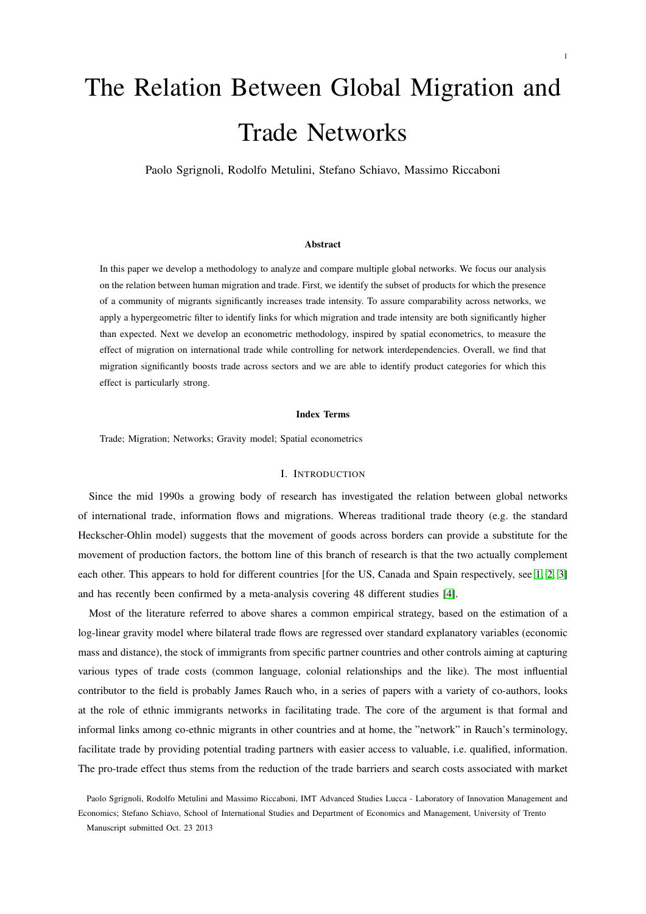# The Relation Between Global Migration and Trade Networks

Paolo Sgrignoli, Rodolfo Metulini, Stefano Schiavo, Massimo Riccaboni

### Abstract

In this paper we develop a methodology to analyze and compare multiple global networks. We focus our analysis on the relation between human migration and trade. First, we identify the subset of products for which the presence of a community of migrants significantly increases trade intensity. To assure comparability across networks, we apply a hypergeometric filter to identify links for which migration and trade intensity are both significantly higher than expected. Next we develop an econometric methodology, inspired by spatial econometrics, to measure the effect of migration on international trade while controlling for network interdependencies. Overall, we find that migration significantly boosts trade across sectors and we are able to identify product categories for which this effect is particularly strong.

### Index Terms

Trade; Migration; Networks; Gravity model; Spatial econometrics

## I. Introduction

Since the mid 1990s a growing body of research has investigated the relation between global networks of international trade, information flows and migrations. Whereas traditional trade theory (e.g. the standard Heckscher-Ohlin model) suggests that the movement of goods across borders can provide a substitute for the movement of production factors, the bottom line of this branch of research is that the two actually complement each other. This appears to hold for different countries [for the US, Canada and Spain respectively, see [1], [2], [3]] and has recently been confirmed by a meta-analysis covering 48 different studies [4].

Most of the literature referred to above shares a common empirical strategy, based on the estimation of a log-linear gravity model where bilateral trade flows are regressed over standard explanatory variables (economic mass and distance), the stock of immigrants from specific partner countries and other controls aiming at capturing various types of trade costs (common language, colonial relationships and the like). The most influential contributor to the field is probably James Rauch who, in a series of papers with a variety of co-authors, looks at the role of ethnic immigrants networks in facilitating trade. The core of the argument is that formal and informal links among co-ethnic migrants in other countries and at home, the "network" in Rauch's terminology, facilitate trade by providing potential trading partners with easier access to valuable, i.e. qualified, information. The pro-trade effect thus stems from the reduction of the trade barriers and search costs associated with market

Paolo Sgrignoli, Rodolfo Metulini and Massimo Riccaboni, IMT Advanced Studies Lucca - Laboratory of Innovation Management and Economics; Stefano Schiavo, School of International Studies and Department of Economics and Management, University of Trento

Manuscript submitted Oct. 23 2013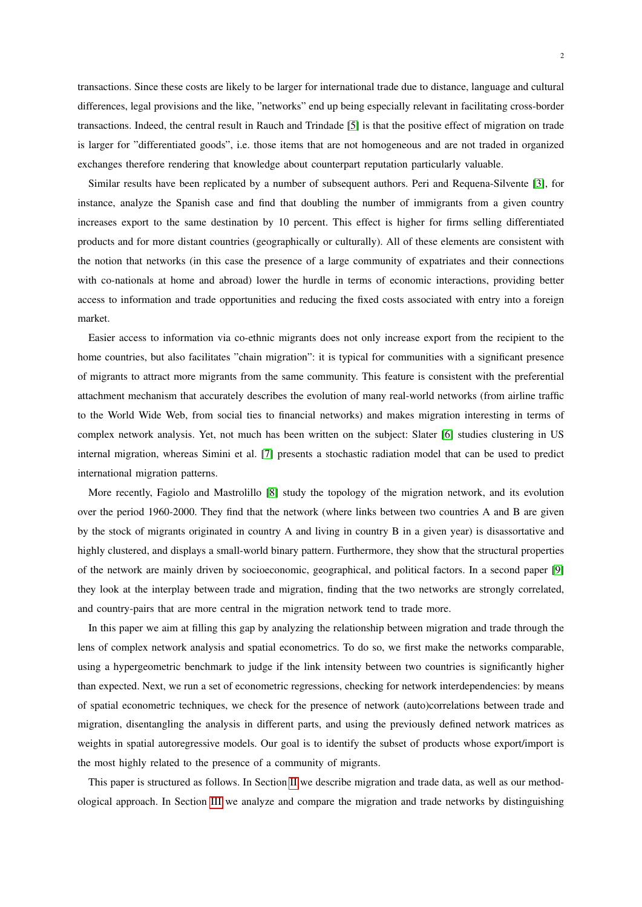transactions. Since these costs are likely to be larger for international trade due to distance, language and cultural differences, legal provisions and the like, "networks" end up being especially relevant in facilitating cross-border transactions. Indeed, the central result in Rauch and Trindade [5] is that the positive effect of migration on trade is larger for "differentiated goods", i.e. those items that are not homogeneous and are not traded in organized exchanges therefore rendering that knowledge about counterpart reputation particularly valuable.

Similar results have been replicated by a number of subsequent authors. Peri and Requena-Silvente [3], for instance, analyze the Spanish case and find that doubling the number of immigrants from a given country increases export to the same destination by 10 percent. This effect is higher for firms selling differentiated products and for more distant countries (geographically or culturally). All of these elements are consistent with the notion that networks (in this case the presence of a large community of expatriates and their connections with co-nationals at home and abroad) lower the hurdle in terms of economic interactions, providing better access to information and trade opportunities and reducing the fixed costs associated with entry into a foreign market.

Easier access to information via co-ethnic migrants does not only increase export from the recipient to the home countries, but also facilitates "chain migration": it is typical for communities with a significant presence of migrants to attract more migrants from the same community. This feature is consistent with the preferential attachment mechanism that accurately describes the evolution of many real-world networks (from airline traffic to the World Wide Web, from social ties to financial networks) and makes migration interesting in terms of complex network analysis. Yet, not much has been written on the subject: Slater [6] studies clustering in US internal migration, whereas Simini et al. [7] presents a stochastic radiation model that can be used to predict international migration patterns.

More recently, Fagiolo and Mastrolillo [8] study the topology of the migration network, and its evolution over the period 1960-2000. They find that the network (where links between two countries A and B are given by the stock of migrants originated in country A and living in country B in a given year) is disassortative and highly clustered, and displays a small-world binary pattern. Furthermore, they show that the structural properties of the network are mainly driven by socioeconomic, geographical, and political factors. In a second paper [9] they look at the interplay between trade and migration, finding that the two networks are strongly correlated, and country-pairs that are more central in the migration network tend to trade more.

In this paper we aim at filling this gap by analyzing the relationship between migration and trade through the lens of complex network analysis and spatial econometrics. To do so, we first make the networks comparable, using a hypergeometric benchmark to judge if the link intensity between two countries is significantly higher than expected. Next, we run a set of econometric regressions, checking for network interdependencies: by means of spatial econometric techniques, we check for the presence of network (auto)correlations between trade and migration, disentangling the analysis in different parts, and using the previously defined network matrices as weights in spatial autoregressive models. Our goal is to identify the subset of products whose export/import is the most highly related to the presence of a community of migrants.

This paper is structured as follows. In Section II we describe migration and trade data, as well as our methodological approach. In Section III we analyze and compare the migration and trade networks by distinguishing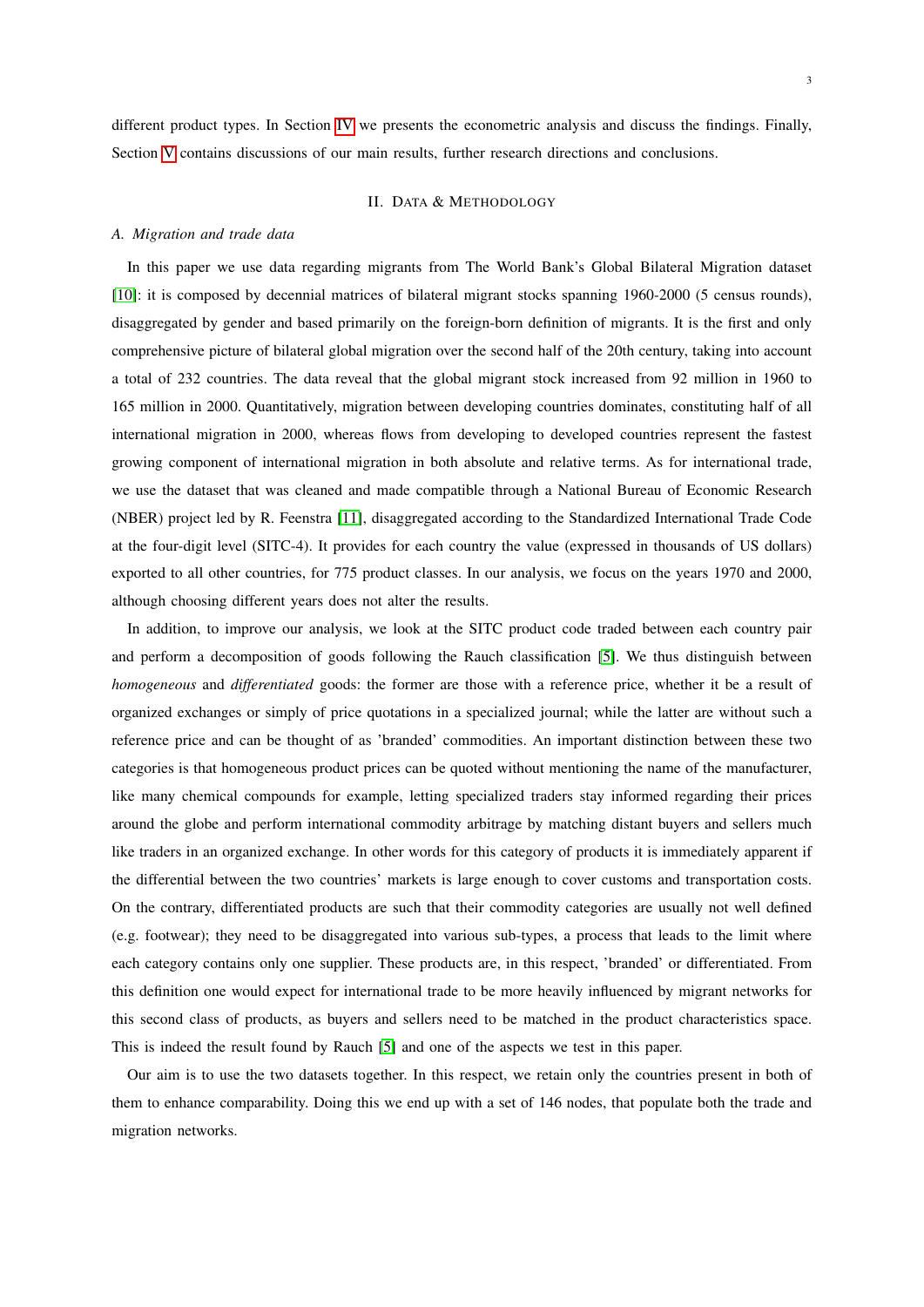different product types. In Section [IV] we presents the econometric analysis and discuss the findings. Finally, Section [V] contains discussions of our main results, further research directions and conclusions.

## II. Data & Methodology

### A. Migration and trade data

In this paper we use data regarding migrants from The World Bank's Global Bilateral Migration dataset [10]: it is composed by decennial matrices of bilateral migrant stocks spanning 1960-2000 (5 census rounds), disaggregated by gender and based primarily on the foreign-born definition of migrants. It is the first and only comprehensive picture of bilateral global migration over the second half of the 20th century, taking into account a total of 232 countries. The data reveal that the global migrant stock increased from 92 million in 1960 to 165 million in 2000. Quantitatively, migration between developing countries dominates, constituting half of all international migration in 2000, whereas flows from developing to developed countries represent the fastest growing component of international migration in both absolute and relative terms. As for international trade, we use the dataset that was cleaned and made compatible through a National Bureau of Economic Research (NBER) project led by R. Feenstra [11], disaggregated according to the Standardized International Trade Code at the four-digit level (SITC-4). It provides for each country the value (expressed in thousands of US dollars) exported to all other countries, for 775 product classes. In our analysis, we focus on the years 1970 and 2000, although choosing different years does not alter the results.

In addition, to improve our analysis, we look at the SITC product code traded between each country pair and perform a decomposition of goods following the Rauch classification [5]. We thus distinguish between *homogeneous* and *differentiated* goods: the former are those with a reference price, whether it be a result of organized exchanges or simply of price quotations in a specialized journal; while the latter are without such a reference price and can be thought of as 'branded' commodities. An important distinction between these two categories is that homogeneous product prices can be quoted without mentioning the name of the manufacturer, like many chemical compounds for example, letting specialized traders stay informed regarding their prices around the globe and perform international commodity arbitrage by matching distant buyers and sellers much like traders in an organized exchange. In other words for this category of products it is immediately apparent if the differential between the two countries' markets is large enough to cover customs and transportation costs. On the contrary, differentiated products are such that their commodity categories are usually not well defined (e.g. footwear); they need to be disaggregated into various sub-types, a process that leads to the limit where each category contains only one supplier. These products are, in this respect, 'branded' or differentiated. From this definition one would expect for international trade to be more heavily influenced by migrant networks for this second class of products, as buyers and sellers need to be matched in the product characteristics space. This is indeed the result found by Rauch [5] and one of the aspects we test in this paper.

Our aim is to use the two datasets together. In this respect, we retain only the countries present in both of them to enhance comparability. Doing this we end up with a set of 146 nodes, that populate both the trade and migration networks.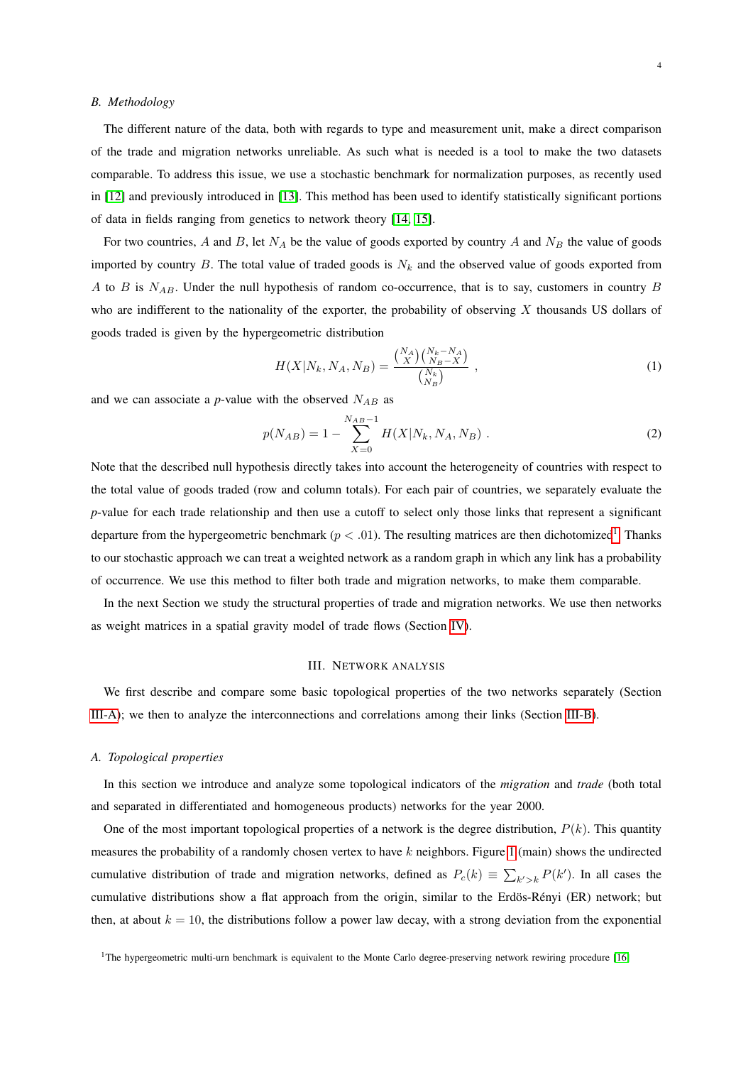### B. Methodology

The different nature of the data, both with regards to type and measurement unit, make a direct comparison of the trade and migration networks unreliable. As such what is needed is a tool to make the two datasets comparable. To address this issue, we use a stochastic benchmark for normalization purposes, as recently used in [12] and previously introduced in [13]. This method has been used to identify statistically significant portions of data in fields ranging from genetics to network theory [14, 15].

For two countries, $A$ and $B$, let $N_A$ be the value of goods exported by country $A$ and $N_B$ the value of goods imported by country $B$. The total value of traded goods is $N_k$ and the observed value of goods exported from $A$ to $B$ is $N_{AB}$. Under the null hypothesis of random co-occurrence, that is to say, customers in country $B$ who are indifferent to the nationality of the exporter, the probability of observing $X$ thousands US dollars of goods traded is given by the hypergeometric distribution

$$H(X|N_k, N_A, N_B) = \frac{\binom{N_A}{X}\binom{N_k - N_A}{N_B - X}}{\binom{N_k}{N_B}} \ , \tag{1}$$

and we can associate a *p*-value with the observed $N_{AB}$ as

$$p(N_{AB}) = 1 - \sum_{X=0}^{N_{AB}-1} H(X|N_k, N_A, N_B) \ . \tag{2}$$

Note that the described null hypothesis directly takes into account the heterogeneity of countries with respect to the total value of goods traded (row and column totals). For each pair of countries, we separately evaluate the *p*-value for each trade relationship and then use a cutoff to select only those links that represent a significant departure from the hypergeometric benchmark ($p < .01$). The resulting matrices are then dichotomized[1]. Thanks to our stochastic approach we can treat a weighted network as a random graph in which any link has a probability of occurrence. We use this method to filter both trade and migration networks, to make them comparable.

In the next Section we study the structural properties of trade and migration networks. We use then networks as weight matrices in a spatial gravity model of trade flows (Section IV).

## III. Network analysis

We first describe and compare some basic topological properties of the two networks separately (Section III-A); we then to analyze the interconnections and correlations among their links (Section III-B).

### A. Topological properties

In this section we introduce and analyze some topological indicators of the *migration* and *trade* (both total and separated in differentiated and homogeneous products) networks for the year 2000.

One of the most important topological properties of a network is the degree distribution, $P(k)$. This quantity measures the probability of a randomly chosen vertex to have $k$ neighbors. Figure 1 (main) shows the undirected cumulative distribution of trade and migration networks, defined as $P_c(k) \equiv \sum_{k'>k} P(k')$. In all cases the cumulative distributions show a flat approach from the origin, similar to the Erdös-Rényi (ER) network; but then, at about $k = 10$, the distributions follow a power law decay, with a strong deviation from the exponential

[1] The hypergeometric multi-urn benchmark is equivalent to the Monte Carlo degree-preserving network rewiring procedure [16]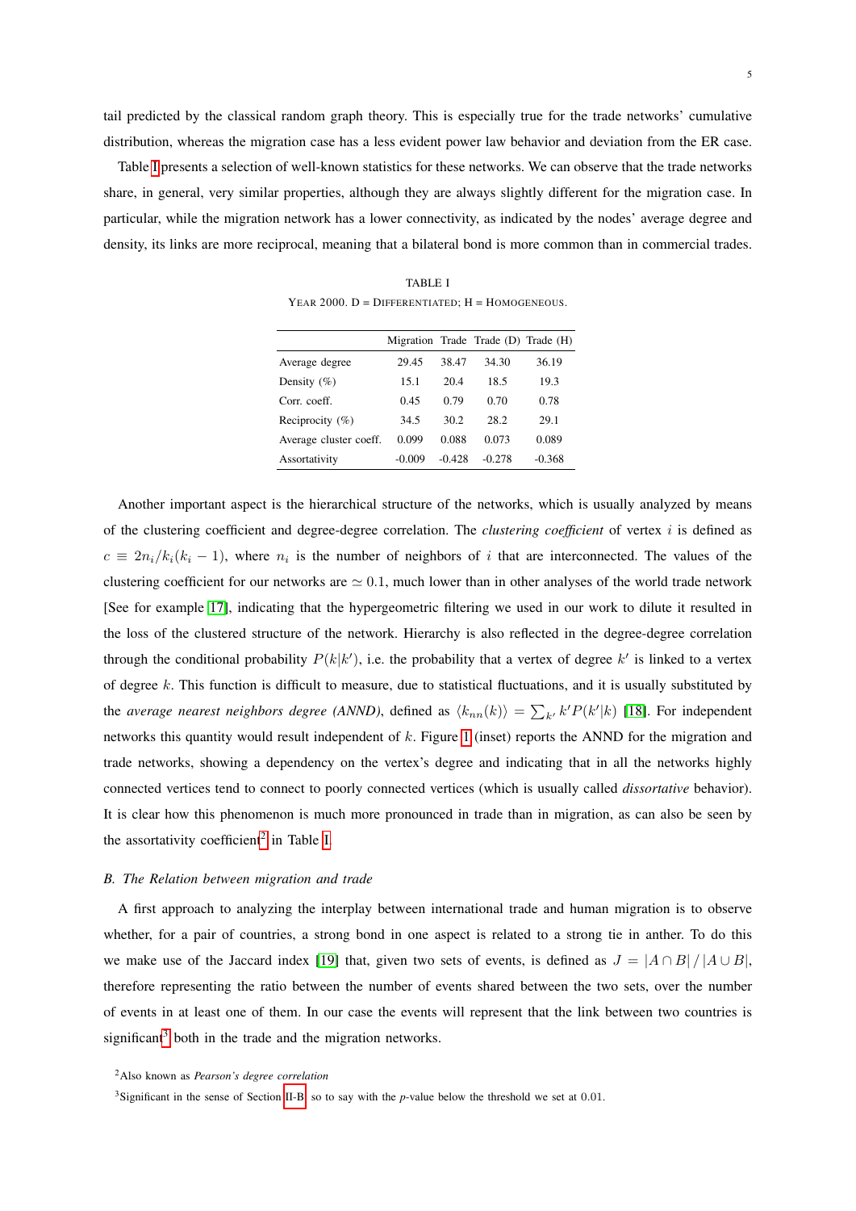tail predicted by the classical random graph theory. This is especially true for the trade networks' cumulative distribution, whereas the migration case has a less evident power law behavior and deviation from the ER case.

Table I presents a selection of well-known statistics for these networks. We can observe that the trade networks share, in general, very similar properties, although they are always slightly different for the migration case. In particular, while the migration network has a lower connectivity, as indicated by the nodes' average degree and density, its links are more reciprocal, meaning that a bilateral bond is more common than in commercial trades.

TABLE I

YEAR 2000. D = DIFFERENTIATED; H = HOMOGENEOUS.

| | Migration | Trade | Trade (D) | Trade (H) |
|---|---|---|---|---|
| Average degree | 29.45 | 38.47 | 34.30 | 36.19 |
| Density (%) | 15.1 | 20.4 | 18.5 | 19.3 |
| Corr. coeff. | 0.45 | 0.79 | 0.70 | 0.78 |
| Reciprocity (%) | 34.5 | 30.2 | 28.2 | 29.1 |
| Average cluster coeff. | 0.099 | 0.088 | 0.073 | 0.089 |
| Assortativity | -0.009 | -0.428 | -0.278 | -0.368 |

Another important aspect is the hierarchical structure of the networks, which is usually analyzed by means of the clustering coefficient and degree-degree correlation. The *clustering coefficient* of vertex $i$ is defined as $c \equiv 2n_i/k_i(k_i - 1)$, where $n_i$ is the number of neighbors of $i$ that are interconnected. The values of the clustering coefficient for our networks are $\simeq 0.1$, much lower than in other analyses of the world trade network [See for example [17]], indicating that the hypergeometric filtering we used in our work to dilute it resulted in the loss of the clustered structure of the network. Hierarchy is also reflected in the degree-degree correlation through the conditional probability $P(k|k')$, i.e. the probability that a vertex of degree $k'$ is linked to a vertex of degree $k$. This function is difficult to measure, due to statistical fluctuations, and it is usually substituted by the *average nearest neighbors degree (ANND)*, defined as $\langle k_{nn}(k)\rangle = \sum_{k'} k' P(k'|k)$ [18]. For independent networks this quantity would result independent of $k$. Figure 1 (inset) reports the ANND for the migration and trade networks, showing a dependency on the vertex's degree and indicating that in all the networks highly connected vertices tend to connect to poorly connected vertices (which is usually called *dissortative* behavior). It is clear how this phenomenon is much more pronounced in trade than in migration, as can also be seen by the assortativity coefficient[2] in Table I.

### B. The Relation between migration and trade

A first approach to analyzing the interplay between international trade and human migration is to observe whether, for a pair of countries, a strong bond in one aspect is related to a strong tie in anther. To do this we make use of the Jaccard index [19] that, given two sets of events, is defined as $J = |A \cap B| / |A \cup B|$, therefore representing the ratio between the number of events shared between the two sets, over the number of events in at least one of them. In our case the events will represent that the link between two countries is significant[3] both in the trade and the migration networks.

[2] Also known as *Pearson's degree correlation*

[3] Significant in the sense of Section II-B, so to say with the $p$-value below the threshold we set at 0.01.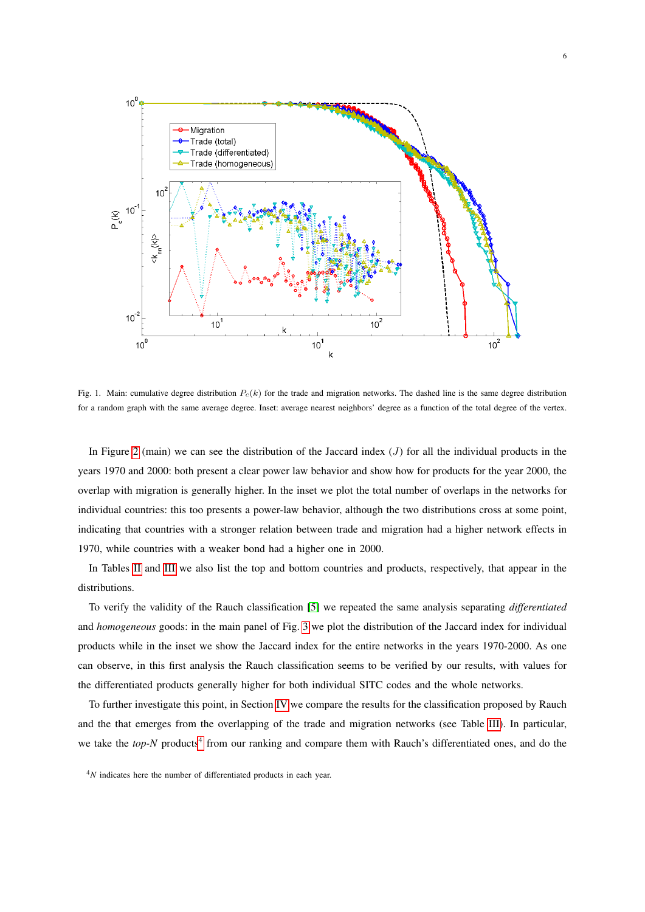Fig. 1. Main: cumulative degree distribution $P_c(k)$ for the trade and migration networks. The dashed line is the same degree distribution for a random graph with the same average degree. Inset: average nearest neighbors' degree as a function of the total degree of the vertex.

In Figure 2 (main) we can see the distribution of the Jaccard index ($J$) for all the individual products in the years 1970 and 2000: both present a clear power law behavior and show how for products for the year 2000, the overlap with migration is generally higher. In the inset we plot the total number of overlaps in the networks for individual countries: this too presents a power-law behavior, although the two distributions cross at some point, indicating that countries with a stronger relation between trade and migration had a higher network effects in 1970, while countries with a weaker bond had a higher one in 2000.

In Tables II and III we also list the top and bottom countries and products, respectively, that appear in the distributions.

To verify the validity of the Rauch classification [5] we repeated the same analysis separating *differentiated* and *homogeneous* goods: in the main panel of Fig. 3 we plot the distribution of the Jaccard index for individual products while in the inset we show the Jaccard index for the entire networks in the years 1970-2000. As one can observe, in this first analysis the Rauch classification seems to be verified by our results, with values for the differentiated products generally higher for both individual SITC codes and the whole networks.

To further investigate this point, in Section IV we compare the results for the classification proposed by Rauch and the that emerges from the overlapping of the trade and migration networks (see Table III). In particular, we take the *top-N* products[4] from our ranking and compare them with Rauch's differentiated ones, and do the

[4] $N$ indicates here the number of differentiated products in each year.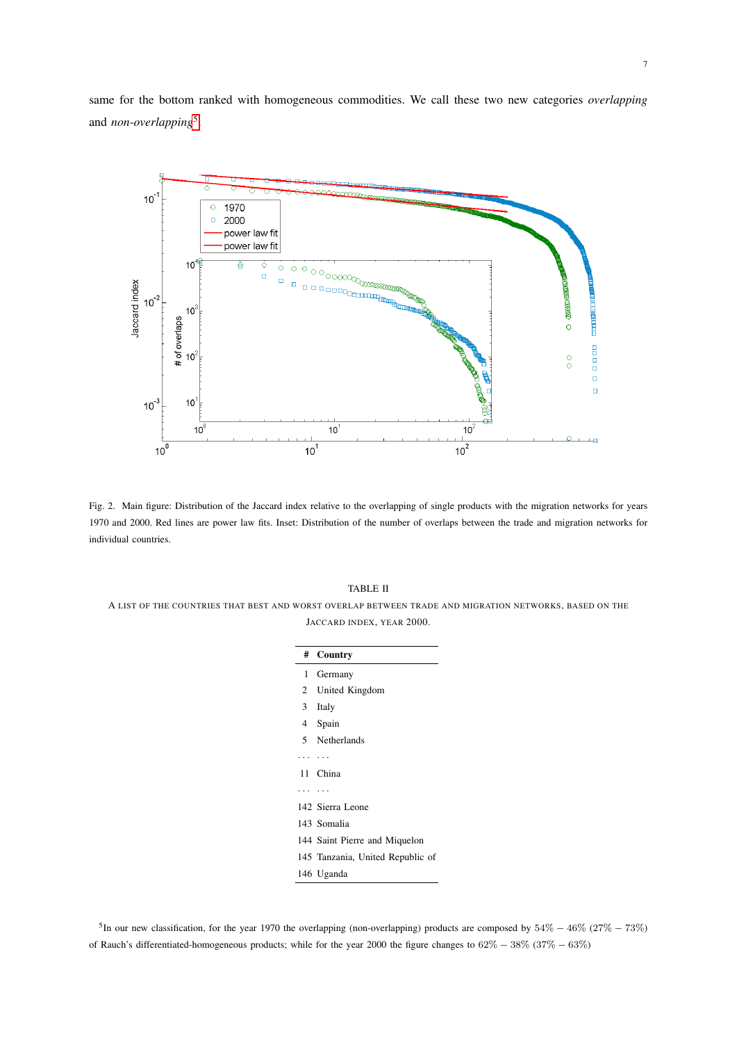same for the bottom ranked with homogeneous commodities. We call these two new categories *overlapping* and *non-overlapping*[5].

Fig. 2. Main figure: Distribution of the Jaccard index relative to the overlapping of single products with the migration networks for years 1970 and 2000. Red lines are power law fits. Inset: Distribution of the number of overlaps between the trade and migration networks for individual countries.

TABLE II

A LIST OF THE COUNTRIES THAT BEST AND WORST OVERLAP BETWEEN TRADE AND MIGRATION NETWORKS, BASED ON THE JACCARD INDEX, YEAR 2000.

| # | Country |
|---|---|
| 1 | Germany |
| 2 | United Kingdom |
| 3 | Italy |
| 4 | Spain |
| 5 | Netherlands |
| ... | ... |
| 11 | China |
| ... | ... |
| 142 | Sierra Leone |
| 143 | Somalia |
| 144 | Saint Pierre and Miquelon |
| 145 | Tanzania, United Republic of |
| 146 | Uganda |

[5]In our new classification, for the year 1970 the overlapping (non-overlapping) products are composed by $54\% - 46\%$ ($27\% - 73\%$) of Rauch's differentiated-homogeneous products; while for the year 2000 the figure changes to $62\% - 38\%$ ($37\% - 63\%$)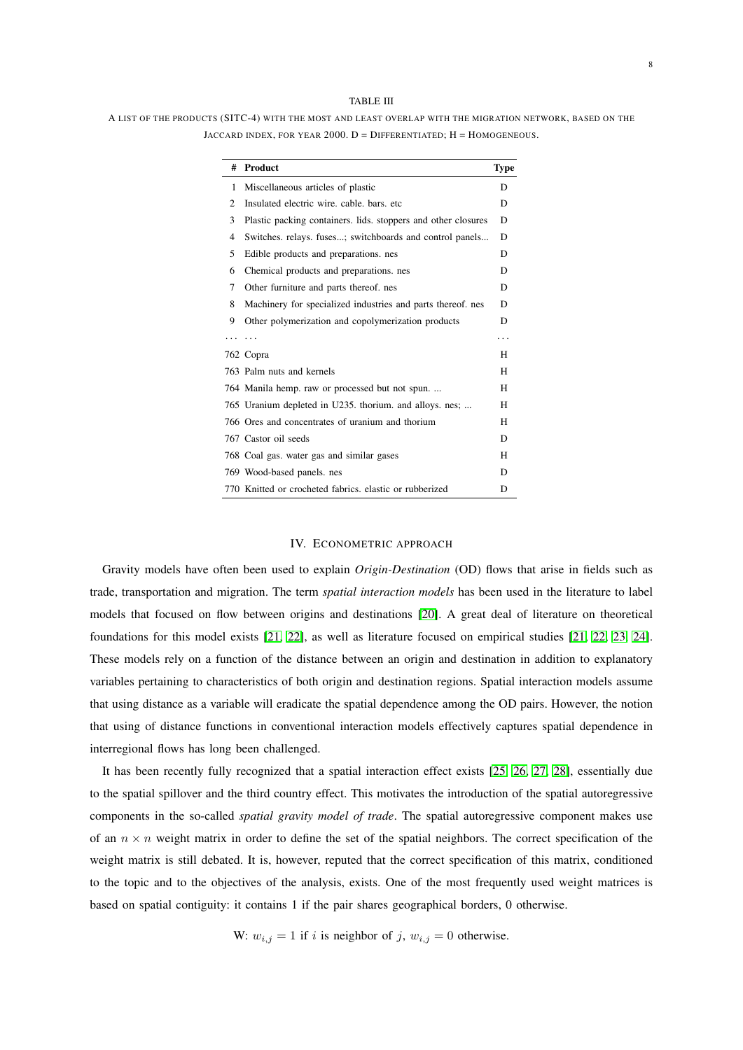TABLE III

A LIST OF THE PRODUCTS (SITC-4) WITH THE MOST AND LEAST OVERLAP WITH THE MIGRATION NETWORK, BASED ON THE JACCARD INDEX, FOR YEAR 2000. D = DIFFERENTIATED; H = HOMOGENEOUS.

| # | Product | Type |
|---|---|---|
| 1 | Miscellaneous articles of plastic | D |
| 2 | Insulated electric wire. cable. bars. etc | D |
| 3 | Plastic packing containers. lids. stoppers and other closures | D |
| 4 | Switches. relays. fuses...; switchboards and control panels... | D |
| 5 | Edible products and preparations. nes | D |
| 6 | Chemical products and preparations. nes | D |
| 7 | Other furniture and parts thereof. nes | D |
| 8 | Machinery for specialized industries and parts thereof. nes | D |
| 9 | Other polymerization and copolymerization products | D |
| ... | ... | ... |
| 762 | Copra | H |
| 763 | Palm nuts and kernels | H |
| 764 | Manila hemp. raw or processed but not spun. ... | H |
| 765 | Uranium depleted in U235. thorium. and alloys. nes; ... | H |
| 766 | Ores and concentrates of uranium and thorium | H |
| 767 | Castor oil seeds | D |
| 768 | Coal gas. water gas and similar gases | H |
| 769 | Wood-based panels. nes | D |
| 770 | Knitted or crocheted fabrics. elastic or rubberized | D |

## IV. ECONOMETRIC APPROACH

Gravity models have often been used to explain *Origin-Destination* (OD) flows that arise in fields such as trade, transportation and migration. The term *spatial interaction models* has been used in the literature to label models that focused on flow between origins and destinations [20]. A great deal of literature on theoretical foundations for this model exists [21, 22], as well as literature focused on empirical studies [21, 22, 23, 24]. These models rely on a function of the distance between an origin and destination in addition to explanatory variables pertaining to characteristics of both origin and destination regions. Spatial interaction models assume that using distance as a variable will eradicate the spatial dependence among the OD pairs. However, the notion that using of distance functions in conventional interaction models effectively captures spatial dependence in interregional flows has long been challenged.

It has been recently fully recognized that a spatial interaction effect exists [25, 26, 27, 28], essentially due to the spatial spillover and the third country effect. This motivates the introduction of the spatial autoregressive components in the so-called *spatial gravity model of trade*. The spatial autoregressive component makes use of an $n \times n$ weight matrix in order to define the set of the spatial neighbors. The correct specification of the weight matrix is still debated. It is, however, reputed that the correct specification of this matrix, conditioned to the topic and to the objectives of the analysis, exists. One of the most frequently used weight matrices is based on spatial contiguity: it contains 1 if the pair shares geographical borders, 0 otherwise.

$$W: w_{i,j} = 1 \text{ if } i \text{ is neighbor of } j,\ w_{i,j} = 0 \text{ otherwise.}$$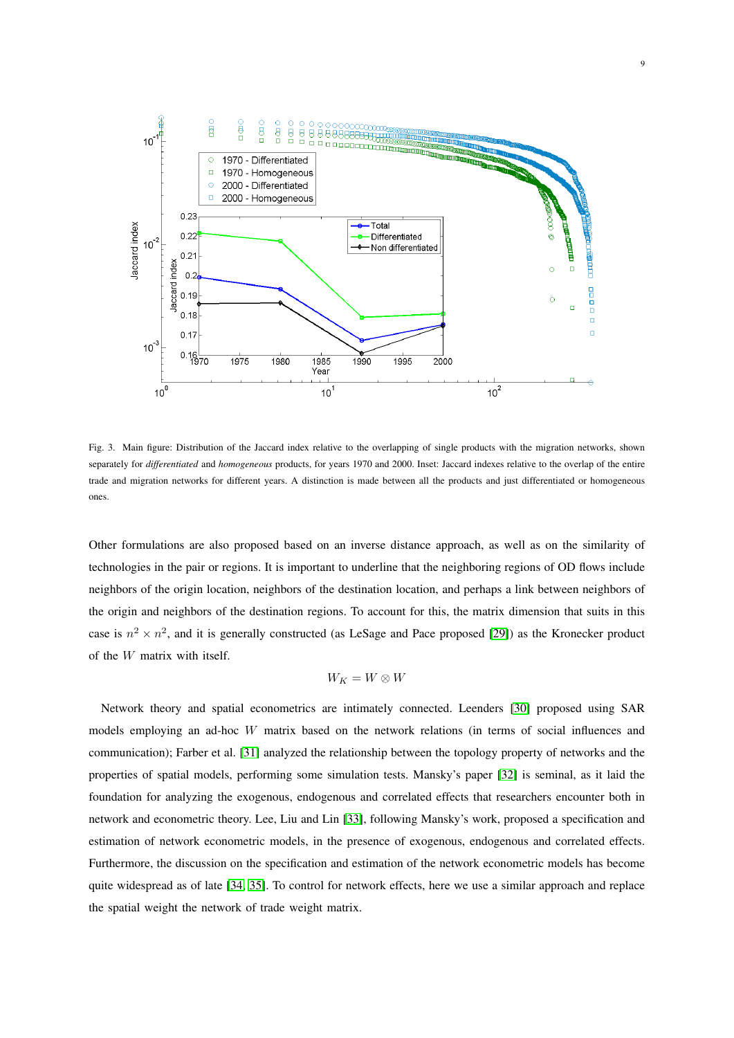Fig. 3. Main figure: Distribution of the Jaccard index relative to the overlapping of single products with the migration networks, shown separately for *differentiated* and *homogeneous* products, for years 1970 and 2000. Inset: Jaccard indexes relative to the overlap of the entire trade and migration networks for different years. A distinction is made between all the products and just differentiated or homogeneous ones.

Other formulations are also proposed based on an inverse distance approach, as well as on the similarity of technologies in the pair or regions. It is important to underline that the neighboring regions of OD flows include neighbors of the origin location, neighbors of the destination location, and perhaps a link between neighbors of the origin and neighbors of the destination regions. To account for this, the matrix dimension that suits in this case is $n^2 \times n^2$, and it is generally constructed (as LeSage and Pace proposed [29]) as the Kronecker product of the $W$ matrix with itself.

$$W_K = W \otimes W$$

Network theory and spatial econometrics are intimately connected. Leenders [30] proposed using SAR models employing an ad-hoc $W$ matrix based on the network relations (in terms of social influences and communication); Farber et al. [31] analyzed the relationship between the topology property of networks and the properties of spatial models, performing some simulation tests. Mansky's paper [32] is seminal, as it laid the foundation for analyzing the exogenous, endogenous and correlated effects that researchers encounter both in network and econometric theory. Lee, Liu and Lin [33], following Mansky's work, proposed a specification and estimation of network econometric models, in the presence of exogenous, endogenous and correlated effects. Furthermore, the discussion on the specification and estimation of the network econometric models has become quite widespread as of late [34, 35]. To control for network effects, here we use a similar approach and replace the spatial weight the network of trade weight matrix.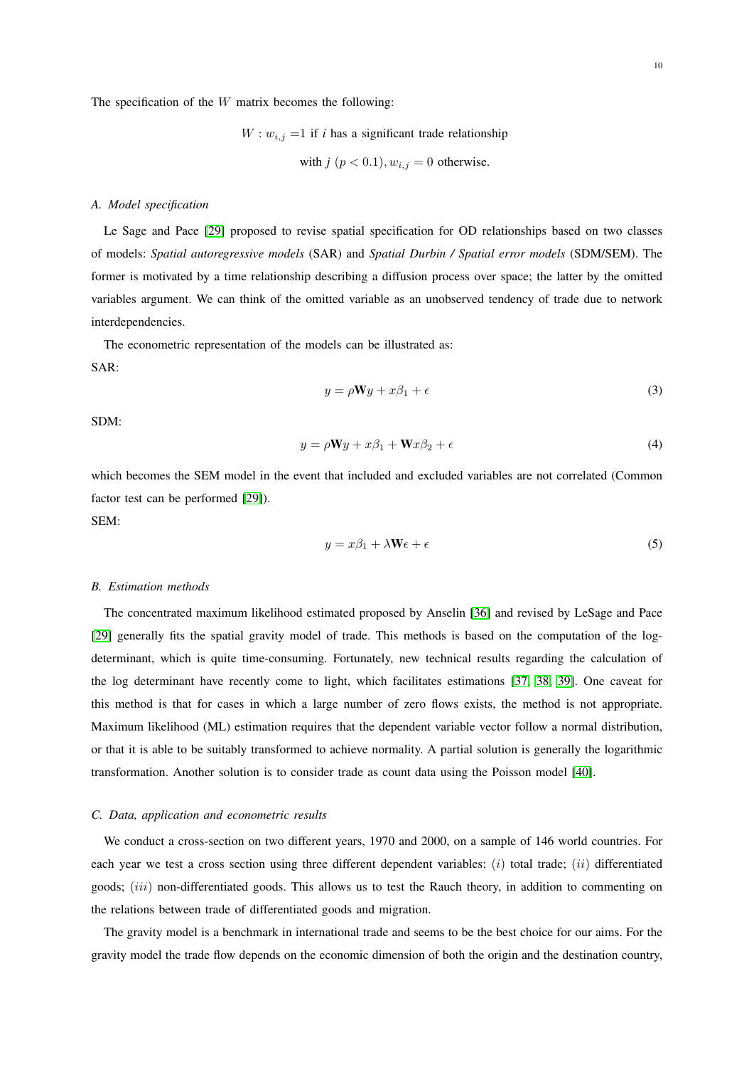The specification of the $W$ matrix becomes the following:

$$W : w_{i,j} = 1 \text{ if } i \text{ has a significant trade relationship}$$
$$\text{with } j \ (p < 0.1), w_{i,j} = 0 \text{ otherwise.}$$

### *A. Model specification*

Le Sage and Pace [29] proposed to revise spatial specification for OD relationships based on two classes of models: *Spatial autoregressive models* (SAR) and *Spatial Durbin / Spatial error models* (SDM/SEM). The former is motivated by a time relationship describing a diffusion process over space; the latter by the omitted variables argument. We can think of the omitted variable as an unobserved tendency of trade due to network interdependencies.

The econometric representation of the models can be illustrated as:

SAR:

$$y = \rho \mathbf{W} y + x\beta_1 + \epsilon \tag{3}$$

SDM:

$$y = \rho \mathbf{W} y + x\beta_1 + \mathbf{W} x\beta_2 + \epsilon \tag{4}$$

which becomes the SEM model in the event that included and excluded variables are not correlated (Common factor test can be performed [29]).

SEM:

$$y = x\beta_1 + \lambda \mathbf{W} \epsilon + \epsilon \tag{5}$$

### *B. Estimation methods*

The concentrated maximum likelihood estimated proposed by Anselin [36] and revised by LeSage and Pace [29] generally fits the spatial gravity model of trade. This methods is based on the computation of the log-determinant, which is quite time-consuming. Fortunately, new technical results regarding the calculation of the log determinant have recently come to light, which facilitates estimations [37, 38, 39]. One caveat for this method is that for cases in which a large number of zero flows exists, the method is not appropriate. Maximum likelihood (ML) estimation requires that the dependent variable vector follow a normal distribution, or that it is able to be suitably transformed to achieve normality. A partial solution is generally the logarithmic transformation. Another solution is to consider trade as count data using the Poisson model [40].

### *C. Data, application and econometric results*

We conduct a cross-section on two different years, 1970 and 2000, on a sample of 146 world countries. For each year we test a cross section using three different dependent variables: $(i)$ total trade; $(ii)$ differentiated goods; $(iii)$ non-differentiated goods. This allows us to test the Rauch theory, in addition to commenting on the relations between trade of differentiated goods and migration.

The gravity model is a benchmark in international trade and seems to be the best choice for our aims. For the gravity model the trade flow depends on the economic dimension of both the origin and the destination country,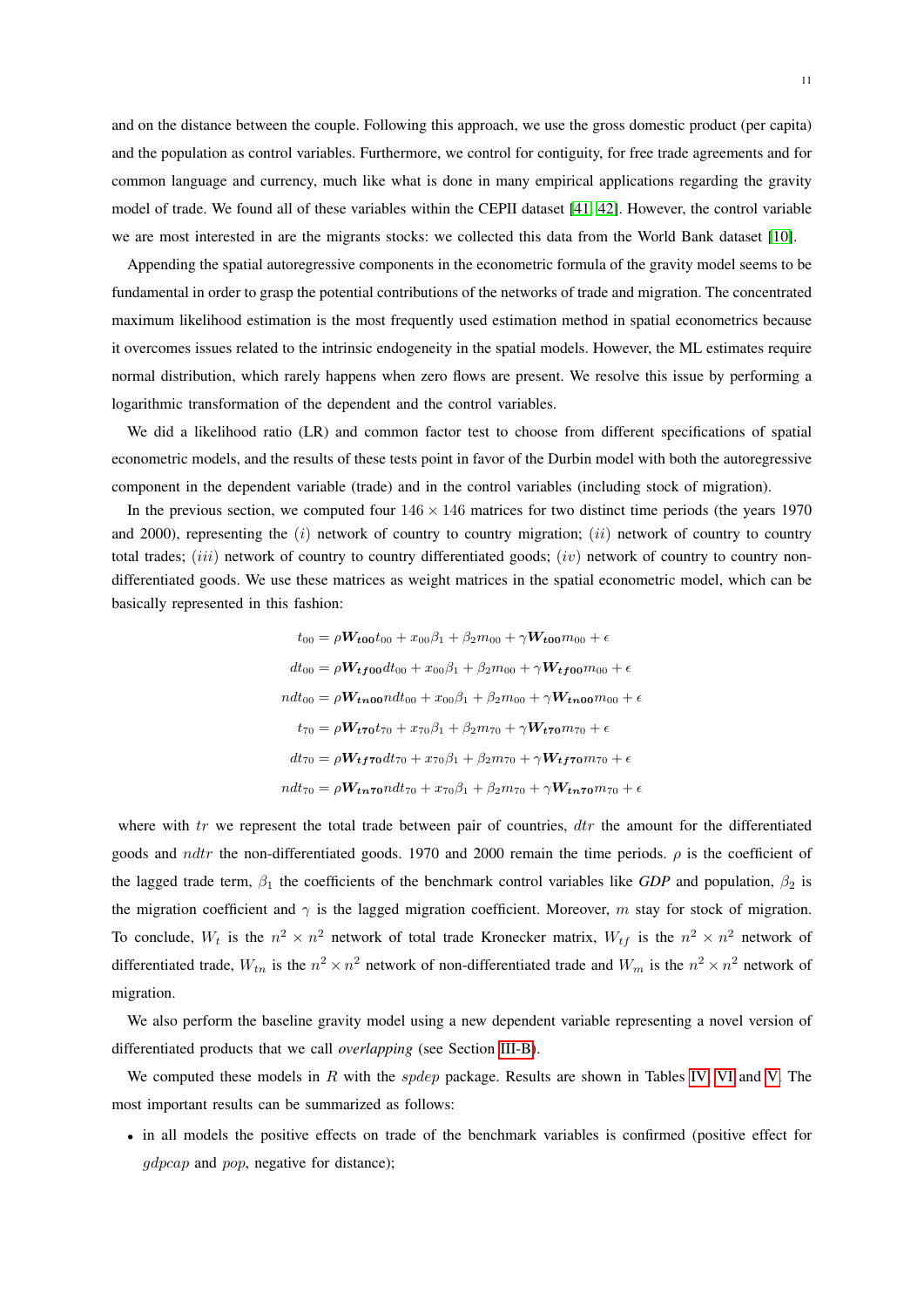and on the distance between the couple. Following this approach, we use the gross domestic product (per capita) and the population as control variables. Furthermore, we control for contiguity, for free trade agreements and for common language and currency, much like what is done in many empirical applications regarding the gravity model of trade. We found all of these variables within the CEPII dataset [41, 42]. However, the control variable we are most interested in are the migrants stocks: we collected this data from the World Bank dataset [10].

Appending the spatial autoregressive components in the econometric formula of the gravity model seems to be fundamental in order to grasp the potential contributions of the networks of trade and migration. The concentrated maximum likelihood estimation is the most frequently used estimation method in spatial econometrics because it overcomes issues related to the intrinsic endogeneity in the spatial models. However, the ML estimates require normal distribution, which rarely happens when zero flows are present. We resolve this issue by performing a logarithmic transformation of the dependent and the control variables.

We did a likelihood ratio (LR) and common factor test to choose from different specifications of spatial econometric models, and the results of these tests point in favor of the Durbin model with both the autoregressive component in the dependent variable (trade) and in the control variables (including stock of migration).

In the previous section, we computed four $146 \times 146$ matrices for two distinct time periods (the years 1970 and 2000), representing the $(i)$ network of country to country migration; $(ii)$ network of country to country total trades; $(iii)$ network of country to country differentiated goods; $(iv)$ network of country to country non-differentiated goods. We use these matrices as weight matrices in the spatial econometric model, which can be basically represented in this fashion:

$$t_{00} = \rho \boldsymbol{W_{t00}} t_{00} + x_{00}\beta_1 + \beta_2 m_{00} + \gamma \boldsymbol{W_{t00}} m_{00} + \epsilon$$

$$dt_{00} = \rho \boldsymbol{W_{tf00}} dt_{00} + x_{00}\beta_1 + \beta_2 m_{00} + \gamma \boldsymbol{W_{tf00}} m_{00} + \epsilon$$

$$ndt_{00} = \rho \boldsymbol{W_{tn00}} ndt_{00} + x_{00}\beta_1 + \beta_2 m_{00} + \gamma \boldsymbol{W_{tn00}} m_{00} + \epsilon$$

$$t_{70} = \rho \boldsymbol{W_{t70}} t_{70} + x_{70}\beta_1 + \beta_2 m_{70} + \gamma \boldsymbol{W_{t70}} m_{70} + \epsilon$$

$$dt_{70} = \rho \boldsymbol{W_{tf70}} dt_{70} + x_{70}\beta_1 + \beta_2 m_{70} + \gamma \boldsymbol{W_{tf70}} m_{70} + \epsilon$$

$$ndt_{70} = \rho \boldsymbol{W_{tn70}} ndt_{70} + x_{70}\beta_1 + \beta_2 m_{70} + \gamma \boldsymbol{W_{tn70}} m_{70} + \epsilon$$

where with $tr$ we represent the total trade between pair of countries, $dtr$ the amount for the differentiated goods and $ndtr$ the non-differentiated goods. 1970 and 2000 remain the time periods. $\rho$ is the coefficient of the lagged trade term, $\beta_1$ the coefficients of the benchmark control variables like *GDP* and population, $\beta_2$ is the migration coefficient and $\gamma$ is the lagged migration coefficient. Moreover, $m$ stay for stock of migration. To conclude, $W_t$ is the $n^2 \times n^2$ network of total trade Kronecker matrix, $W_{tf}$ is the $n^2 \times n^2$ network of differentiated trade, $W_{tn}$ is the $n^2 \times n^2$ network of non-differentiated trade and $W_m$ is the $n^2 \times n^2$ network of migration.

We also perform the baseline gravity model using a new dependent variable representing a novel version of differentiated products that we call *overlapping* (see Section III-B).

We computed these models in $R$ with the *spdep* package. Results are shown in Tables IV, VI and V. The most important results can be summarized as follows:

- in all models the positive effects on trade of the benchmark variables is confirmed (positive effect for *gdpcap* and *pop*, negative for distance);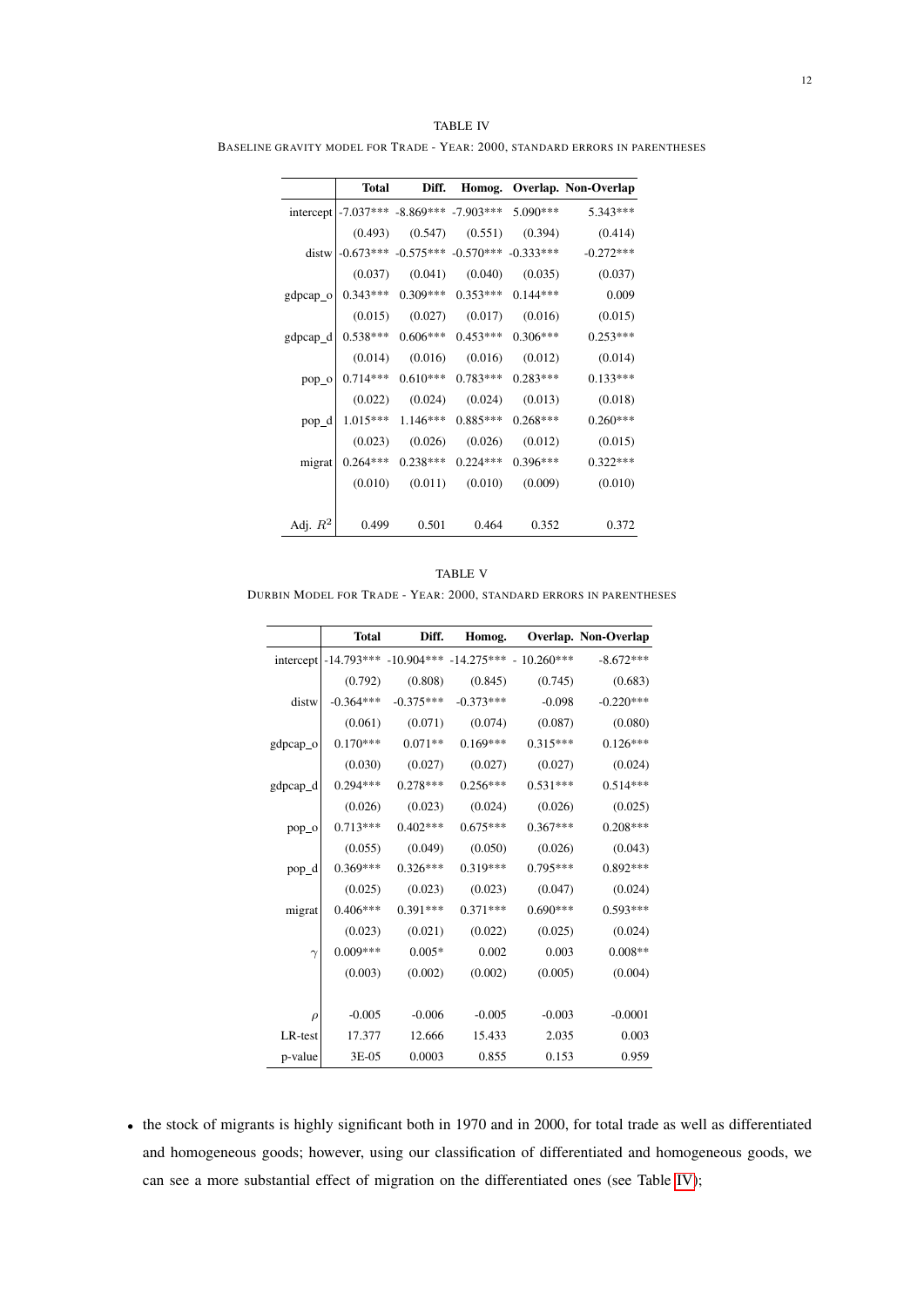TABLE IV

BASELINE GRAVITY MODEL FOR TRADE - YEAR: 2000, STANDARD ERRORS IN PARENTHESES

| | **Total** | **Diff.** | **Homog.** | **Overlap.** | **Non-Overlap** |
|---|---|---|---|---|---|
| intercept | -7.037*** | -8.869*** | -7.903*** | 5.090*** | 5.343*** |
| | (0.493) | (0.547) | (0.551) | (0.394) | (0.414) |
| distw | -0.673*** | -0.575*** | -0.570*** | -0.333*** | -0.272*** |
| | (0.037) | (0.041) | (0.040) | (0.035) | (0.037) |
| gdpcap_o | 0.343*** | 0.309*** | 0.353*** | 0.144*** | 0.009 |
| | (0.015) | (0.027) | (0.017) | (0.016) | (0.015) |
| gdpcap_d | 0.538*** | 0.606*** | 0.453*** | 0.306*** | 0.253*** |
| | (0.014) | (0.016) | (0.016) | (0.012) | (0.014) |
| pop_o | 0.714*** | 0.610*** | 0.783*** | 0.283*** | 0.133*** |
| | (0.022) | (0.024) | (0.024) | (0.013) | (0.018) |
| pop_d | 1.015*** | 1.146*** | 0.885*** | 0.268*** | 0.260*** |
| | (0.023) | (0.026) | (0.026) | (0.012) | (0.015) |
| migrat | 0.264*** | 0.238*** | 0.224*** | 0.396*** | 0.322*** |
| | (0.010) | (0.011) | (0.010) | (0.009) | (0.010) |
| Adj. $R^2$ | 0.499 | 0.501 | 0.464 | 0.352 | 0.372 |

TABLE V

DURBIN MODEL FOR TRADE - YEAR: 2000, STANDARD ERRORS IN PARENTHESES

| | **Total** | **Diff.** | **Homog.** | **Overlap.** | **Non-Overlap** |
|---|---|---|---|---|---|
| intercept | -14.793*** | -10.904*** | -14.275*** | - 10.260*** | -8.672*** |
| | (0.792) | (0.808) | (0.845) | (0.745) | (0.683) |
| distw | -0.364*** | -0.375*** | -0.373*** | -0.098 | -0.220*** |
| | (0.061) | (0.071) | (0.074) | (0.087) | (0.080) |
| gdpcap_o | 0.170*** | 0.071** | 0.169*** | 0.315*** | 0.126*** |
| | (0.030) | (0.027) | (0.027) | (0.027) | (0.024) |
| gdpcap_d | 0.294*** | 0.278*** | 0.256*** | 0.531*** | 0.514*** |
| | (0.026) | (0.023) | (0.024) | (0.026) | (0.025) |
| pop_o | 0.713*** | 0.402*** | 0.675*** | 0.367*** | 0.208*** |
| | (0.055) | (0.049) | (0.050) | (0.026) | (0.043) |
| pop_d | 0.369*** | 0.326*** | 0.319*** | 0.795*** | 0.892*** |
| | (0.025) | (0.023) | (0.023) | (0.047) | (0.024) |
| migrat | 0.406*** | 0.391*** | 0.371*** | 0.690*** | 0.593*** |
| | (0.023) | (0.021) | (0.022) | (0.025) | (0.024) |
| $\gamma$ | 0.009*** | 0.005* | 0.002 | 0.003 | 0.008** |
| | (0.003) | (0.002) | (0.002) | (0.005) | (0.004) |
| $\rho$ | -0.005 | -0.006 | -0.005 | -0.003 | -0.0001 |
| LR-test | 17.377 | 12.666 | 15.433 | 2.035 | 0.003 |
| p-value | 3E-05 | 0.0003 | 0.855 | 0.153 | 0.959 |

- the stock of migrants is highly significant both in 1970 and in 2000, for total trade as well as differentiated and homogeneous goods; however, using our classification of differentiated and homogeneous goods, we can see a more substantial effect of migration on the differentiated ones (see Table IV);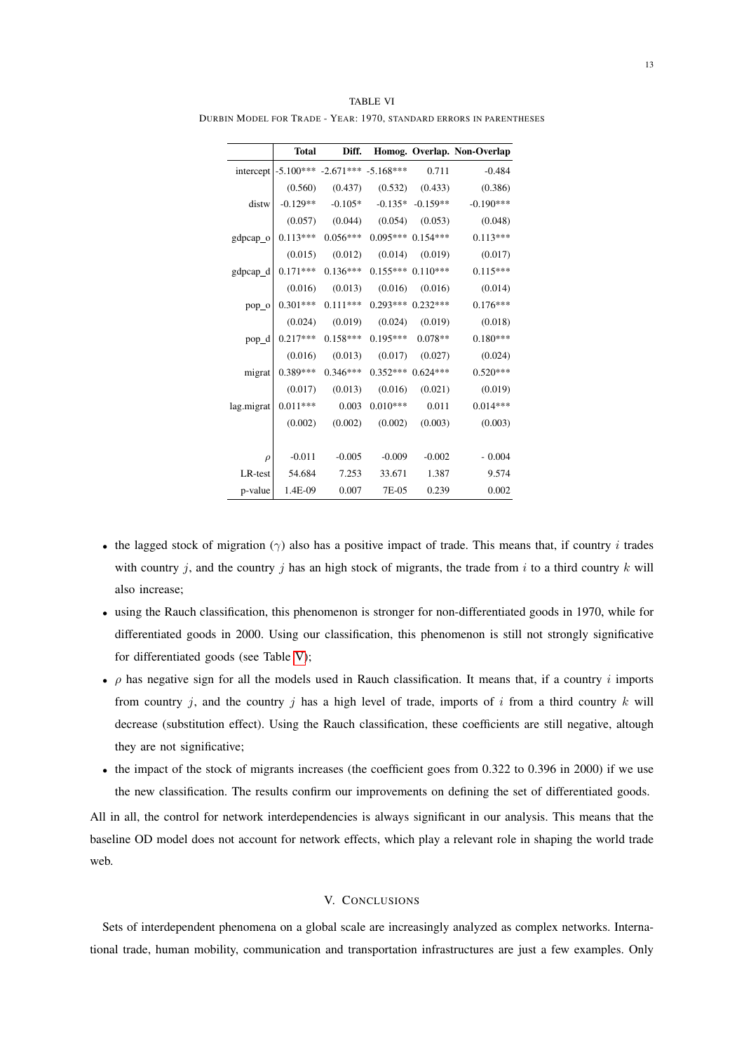TABLE VI

DURBIN MODEL FOR TRADE - YEAR: 1970, STANDARD ERRORS IN PARENTHESES

| | Total | Diff. | Homog. | Overlap. | Non-Overlap |
|---|---|---|---|---|---|
| intercept | -5.100*** | -2.671*** | -5.168*** | 0.711 | -0.484 |
| | (0.560) | (0.437) | (0.532) | (0.433) | (0.386) |
| distw | -0.129** | -0.105* | -0.135* | -0.159** | -0.190*** |
| | (0.057) | (0.044) | (0.054) | (0.053) | (0.048) |
| gdpcap_o | 0.113*** | 0.056*** | 0.095*** | 0.154*** | 0.113*** |
| | (0.015) | (0.012) | (0.014) | (0.019) | (0.017) |
| gdpcap_d | 0.171*** | 0.136*** | 0.155*** | 0.110*** | 0.115*** |
| | (0.016) | (0.013) | (0.016) | (0.016) | (0.014) |
| pop_o | 0.301*** | 0.111*** | 0.293*** | 0.232*** | 0.176*** |
| | (0.024) | (0.019) | (0.024) | (0.019) | (0.018) |
| pop_d | 0.217*** | 0.158*** | 0.195*** | 0.078** | 0.180*** |
| | (0.016) | (0.013) | (0.017) | (0.027) | (0.024) |
| migrat | 0.389*** | 0.346*** | 0.352*** | 0.624*** | 0.520*** |
| | (0.017) | (0.013) | (0.016) | (0.021) | (0.019) |
| lag.migrat | 0.011*** | 0.003 | 0.010*** | 0.011 | 0.014*** |
| | (0.002) | (0.002) | (0.002) | (0.003) | (0.003) |
| | | | | | |
| $\rho$ | -0.011 | -0.005 | -0.009 | -0.002 | - 0.004 |
| LR-test | 54.684 | 7.253 | 33.671 | 1.387 | 9.574 |
| p-value | 1.4E-09 | 0.007 | 7E-05 | 0.239 | 0.002 |

- the lagged stock of migration ($\gamma$) also has a positive impact of trade. This means that, if country $i$ trades with country $j$, and the country $j$ has an high stock of migrants, the trade from $i$ to a third country $k$ will also increase;
- using the Rauch classification, this phenomenon is stronger for non-differentiated goods in 1970, while for differentiated goods in 2000. Using our classification, this phenomenon is still not strongly significative for differentiated goods (see Table V);
- $\rho$ has negative sign for all the models used in Rauch classification. It means that, if a country $i$ imports from country $j$, and the country $j$ has a high level of trade, imports of $i$ from a third country $k$ will decrease (substitution effect). Using the Rauch classification, these coefficients are still negative, altough they are not significative;
- the impact of the stock of migrants increases (the coefficient goes from 0.322 to 0.396 in 2000) if we use the new classification. The results confirm our improvements on defining the set of differentiated goods.

All in all, the control for network interdependencies is always significant in our analysis. This means that the baseline OD model does not account for network effects, which play a relevant role in shaping the world trade web.

## V. CONCLUSIONS

Sets of interdependent phenomena on a global scale are increasingly analyzed as complex networks. International trade, human mobility, communication and transportation infrastructures are just a few examples. Only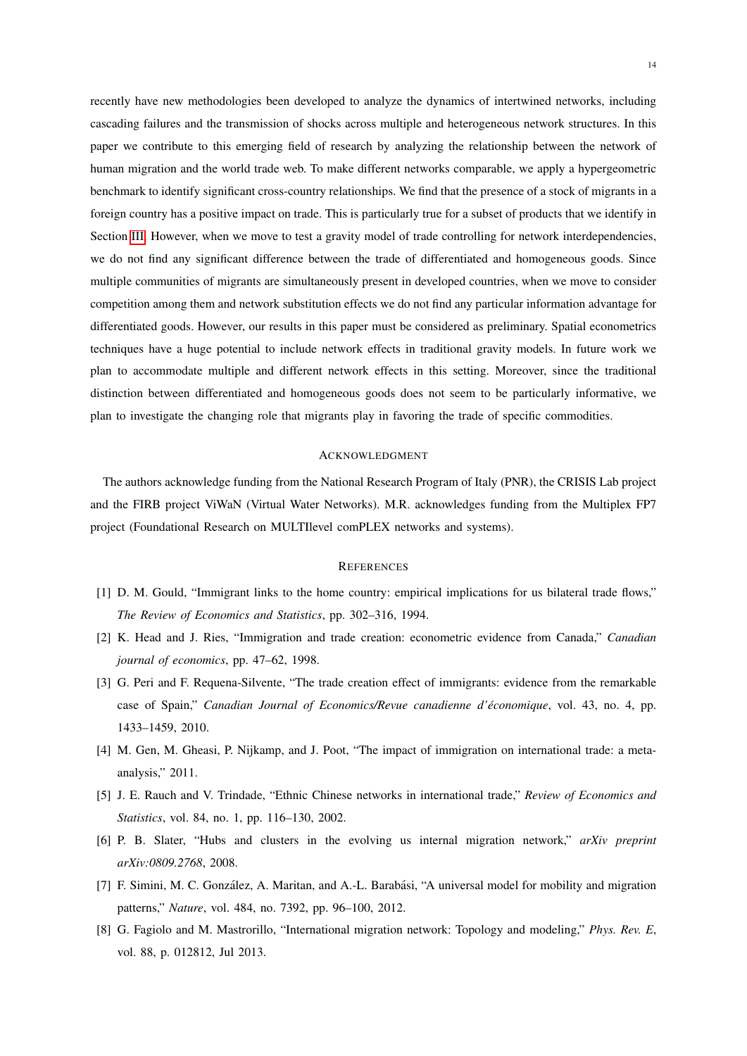recently have new methodologies been developed to analyze the dynamics of intertwined networks, including cascading failures and the transmission of shocks across multiple and heterogeneous network structures. In this paper we contribute to this emerging field of research by analyzing the relationship between the network of human migration and the world trade web. To make different networks comparable, we apply a hypergeometric benchmark to identify significant cross-country relationships. We find that the presence of a stock of migrants in a foreign country has a positive impact on trade. This is particularly true for a subset of products that we identify in Section III. However, when we move to test a gravity model of trade controlling for network interdependencies, we do not find any significant difference between the trade of differentiated and homogeneous goods. Since multiple communities of migrants are simultaneously present in developed countries, when we move to consider competition among them and network substitution effects we do not find any particular information advantage for differentiated goods. However, our results in this paper must be considered as preliminary. Spatial econometrics techniques have a huge potential to include network effects in traditional gravity models. In future work we plan to accommodate multiple and different network effects in this setting. Moreover, since the traditional distinction between differentiated and homogeneous goods does not seem to be particularly informative, we plan to investigate the changing role that migrants play in favoring the trade of specific commodities.

## Acknowledgment

The authors acknowledge funding from the National Research Program of Italy (PNR), the CRISIS Lab project and the FIRB project ViWaN (Virtual Water Networks). M.R. acknowledges funding from the Multiplex FP7 project (Foundational Research on MULTIlevel comPLEX networks and systems).

## References

[1] D. M. Gould, "Immigrant links to the home country: empirical implications for us bilateral trade flows," *The Review of Economics and Statistics*, pp. 302–316, 1994.

[2] K. Head and J. Ries, "Immigration and trade creation: econometric evidence from Canada," *Canadian journal of economics*, pp. 47–62, 1998.

[3] G. Peri and F. Requena-Silvente, "The trade creation effect of immigrants: evidence from the remarkable case of Spain," *Canadian Journal of Economics/Revue canadienne d'économique*, vol. 43, no. 4, pp. 1433–1459, 2010.

[4] M. Gen, M. Gheasi, P. Nijkamp, and J. Poot, "The impact of immigration on international trade: a meta-analysis," 2011.

[5] J. E. Rauch and V. Trindade, "Ethnic Chinese networks in international trade," *Review of Economics and Statistics*, vol. 84, no. 1, pp. 116–130, 2002.

[6] P. B. Slater, "Hubs and clusters in the evolving us internal migration network," *arXiv preprint arXiv:0809.2768*, 2008.

[7] F. Simini, M. C. González, A. Maritan, and A.-L. Barabási, "A universal model for mobility and migration patterns," *Nature*, vol. 484, no. 7392, pp. 96–100, 2012.

[8] G. Fagiolo and M. Mastrorillo, "International migration network: Topology and modeling," *Phys. Rev. E*, vol. 88, p. 012812, Jul 2013.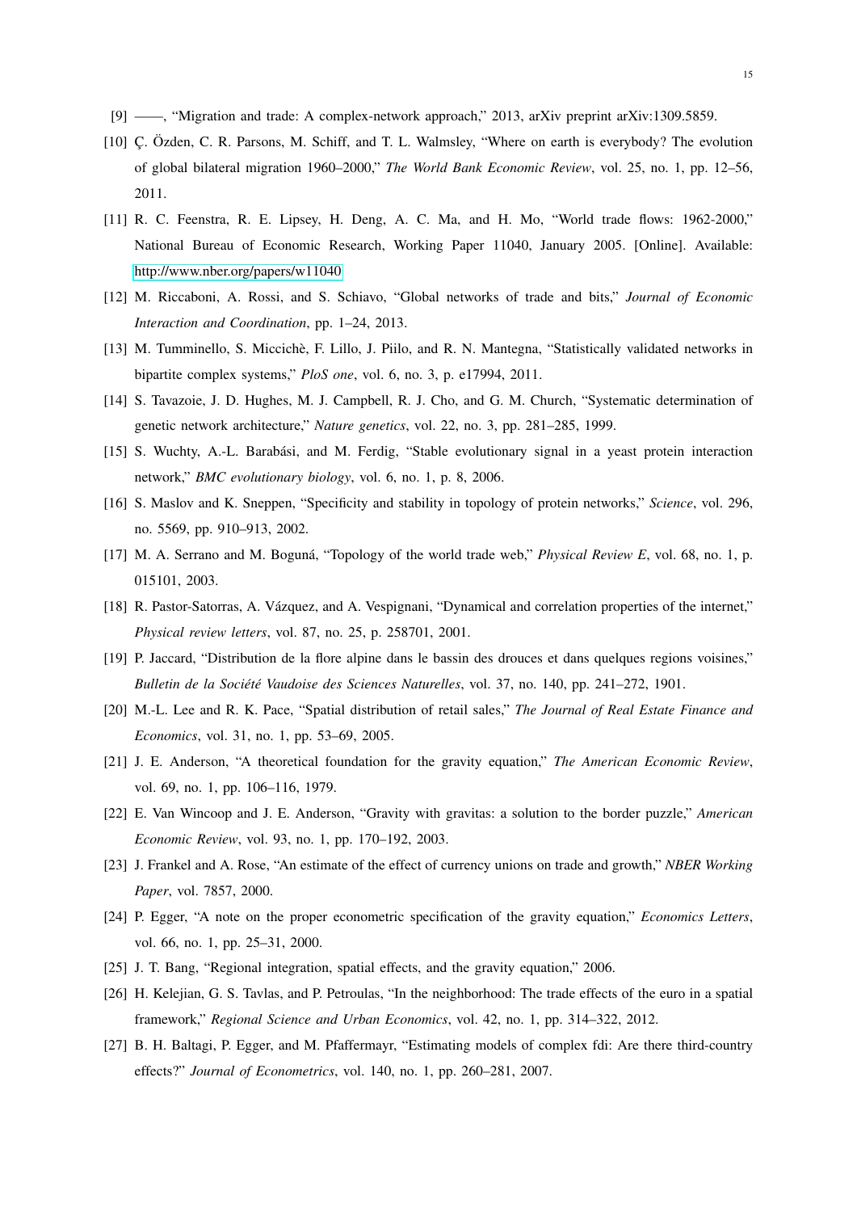[9] ——, "Migration and trade: A complex-network approach," 2013, arXiv preprint arXiv:1309.5859.

[10] Ç. Özden, C. R. Parsons, M. Schiff, and T. L. Walmsley, "Where on earth is everybody? The evolution of global bilateral migration 1960–2000," *The World Bank Economic Review*, vol. 25, no. 1, pp. 12–56, 2011.

[11] R. C. Feenstra, R. E. Lipsey, H. Deng, A. C. Ma, and H. Mo, "World trade flows: 1962-2000," National Bureau of Economic Research, Working Paper 11040, January 2005. [Online]. Available: http://www.nber.org/papers/w11040

[12] M. Riccaboni, A. Rossi, and S. Schiavo, "Global networks of trade and bits," *Journal of Economic Interaction and Coordination*, pp. 1–24, 2013.

[13] M. Tumminello, S. Miccichè, F. Lillo, J. Piilo, and R. N. Mantegna, "Statistically validated networks in bipartite complex systems," *PloS one*, vol. 6, no. 3, p. e17994, 2011.

[14] S. Tavazoie, J. D. Hughes, M. J. Campbell, R. J. Cho, and G. M. Church, "Systematic determination of genetic network architecture," *Nature genetics*, vol. 22, no. 3, pp. 281–285, 1999.

[15] S. Wuchty, A.-L. Barabási, and M. Ferdig, "Stable evolutionary signal in a yeast protein interaction network," *BMC evolutionary biology*, vol. 6, no. 1, p. 8, 2006.

[16] S. Maslov and K. Sneppen, "Specificity and stability in topology of protein networks," *Science*, vol. 296, no. 5569, pp. 910–913, 2002.

[17] M. A. Serrano and M. Boguná, "Topology of the world trade web," *Physical Review E*, vol. 68, no. 1, p. 015101, 2003.

[18] R. Pastor-Satorras, A. Vázquez, and A. Vespignani, "Dynamical and correlation properties of the internet," *Physical review letters*, vol. 87, no. 25, p. 258701, 2001.

[19] P. Jaccard, "Distribution de la flore alpine dans le bassin des drouces et dans quelques regions voisines," *Bulletin de la Société Vaudoise des Sciences Naturelles*, vol. 37, no. 140, pp. 241–272, 1901.

[20] M.-L. Lee and R. K. Pace, "Spatial distribution of retail sales," *The Journal of Real Estate Finance and Economics*, vol. 31, no. 1, pp. 53–69, 2005.

[21] J. E. Anderson, "A theoretical foundation for the gravity equation," *The American Economic Review*, vol. 69, no. 1, pp. 106–116, 1979.

[22] E. Van Wincoop and J. E. Anderson, "Gravity with gravitas: a solution to the border puzzle," *American Economic Review*, vol. 93, no. 1, pp. 170–192, 2003.

[23] J. Frankel and A. Rose, "An estimate of the effect of currency unions on trade and growth," *NBER Working Paper*, vol. 7857, 2000.

[24] P. Egger, "A note on the proper econometric specification of the gravity equation," *Economics Letters*, vol. 66, no. 1, pp. 25–31, 2000.

[25] J. T. Bang, "Regional integration, spatial effects, and the gravity equation," 2006.

[26] H. Kelejian, G. S. Tavlas, and P. Petroulas, "In the neighborhood: The trade effects of the euro in a spatial framework," *Regional Science and Urban Economics*, vol. 42, no. 1, pp. 314–322, 2012.

[27] B. H. Baltagi, P. Egger, and M. Pfaffermayr, "Estimating models of complex fdi: Are there third-country effects?" *Journal of Econometrics*, vol. 140, no. 1, pp. 260–281, 2007.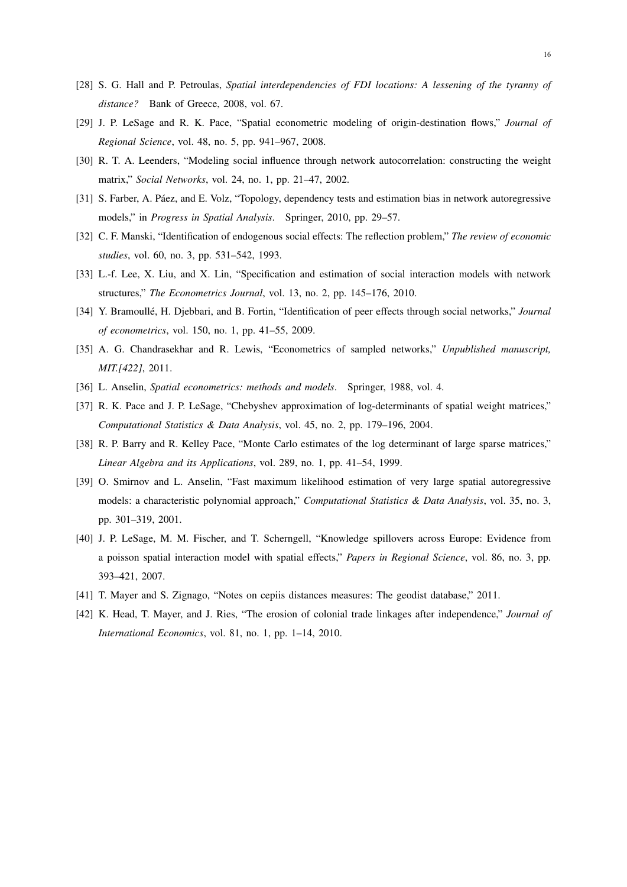[28] S. G. Hall and P. Petroulas, *Spatial interdependencies of FDI locations: A lessening of the tyranny of distance?* Bank of Greece, 2008, vol. 67.

[29] J. P. LeSage and R. K. Pace, "Spatial econometric modeling of origin-destination flows," *Journal of Regional Science*, vol. 48, no. 5, pp. 941–967, 2008.

[30] R. T. A. Leenders, "Modeling social influence through network autocorrelation: constructing the weight matrix," *Social Networks*, vol. 24, no. 1, pp. 21–47, 2002.

[31] S. Farber, A. Páez, and E. Volz, "Topology, dependency tests and estimation bias in network autoregressive models," in *Progress in Spatial Analysis*. Springer, 2010, pp. 29–57.

[32] C. F. Manski, "Identification of endogenous social effects: The reflection problem," *The review of economic studies*, vol. 60, no. 3, pp. 531–542, 1993.

[33] L.-f. Lee, X. Liu, and X. Lin, "Specification and estimation of social interaction models with network structures," *The Econometrics Journal*, vol. 13, no. 2, pp. 145–176, 2010.

[34] Y. Bramoullé, H. Djebbari, and B. Fortin, "Identification of peer effects through social networks," *Journal of econometrics*, vol. 150, no. 1, pp. 41–55, 2009.

[35] A. G. Chandrasekhar and R. Lewis, "Econometrics of sampled networks," *Unpublished manuscript, MIT.[422]*, 2011.

[36] L. Anselin, *Spatial econometrics: methods and models*. Springer, 1988, vol. 4.

[37] R. K. Pace and J. P. LeSage, "Chebyshev approximation of log-determinants of spatial weight matrices," *Computational Statistics & Data Analysis*, vol. 45, no. 2, pp. 179–196, 2004.

[38] R. P. Barry and R. Kelley Pace, "Monte Carlo estimates of the log determinant of large sparse matrices," *Linear Algebra and its Applications*, vol. 289, no. 1, pp. 41–54, 1999.

[39] O. Smirnov and L. Anselin, "Fast maximum likelihood estimation of very large spatial autoregressive models: a characteristic polynomial approach," *Computational Statistics & Data Analysis*, vol. 35, no. 3, pp. 301–319, 2001.

[40] J. P. LeSage, M. M. Fischer, and T. Scherngell, "Knowledge spillovers across Europe: Evidence from a poisson spatial interaction model with spatial effects," *Papers in Regional Science*, vol. 86, no. 3, pp. 393–421, 2007.

[41] T. Mayer and S. Zignago, "Notes on cepiis distances measures: The geodist database," 2011.

[42] K. Head, T. Mayer, and J. Ries, "The erosion of colonial trade linkages after independence," *Journal of International Economics*, vol. 81, no. 1, pp. 1–14, 2010.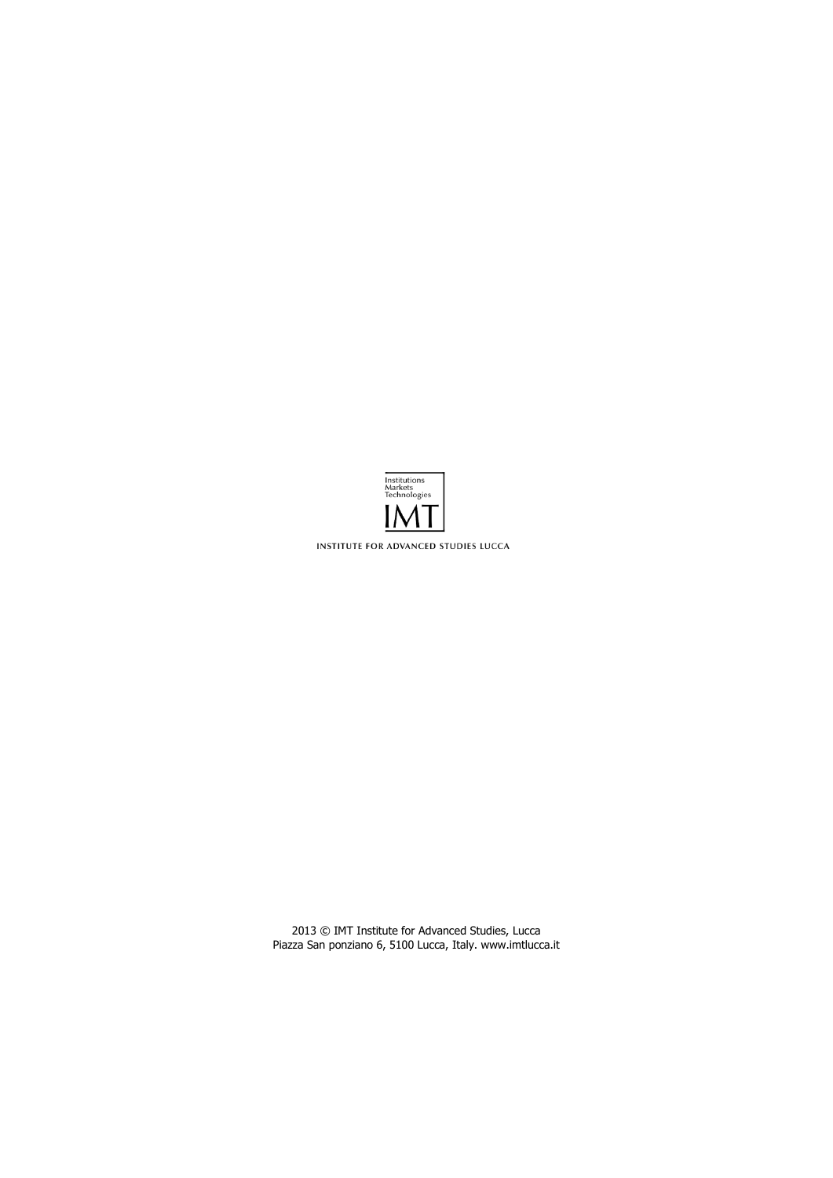Institutions
Markets
Technologies

IMT

INSTITUTE FOR ADVANCED STUDIES LUCCA

2013 © IMT Institute for Advanced Studies, Lucca
Piazza San ponziano 6, 5100 Lucca, Italy. www.imtlucca.it